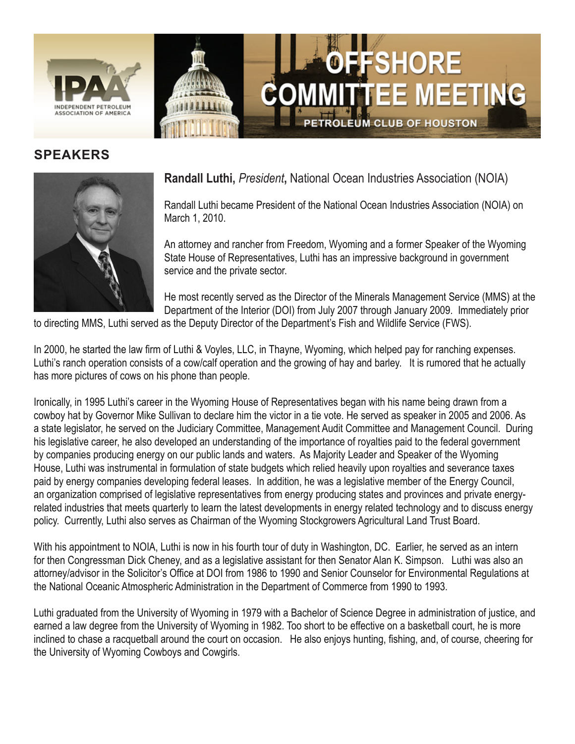# OFFSHORE COMMITTEE MEETING

PETROLEUM CLUB OF HOUSTON

## SPEAKERS

**Randall Luthi,** *President***,** National Ocean Industries Association (NOIA)

Randall Luthi became President of the National Ocean Industries Association (NOIA) on March 1, 2010.

An attorney and rancher from Freedom, Wyoming and a former Speaker of the Wyoming State House of Representatives, Luthi has an impressive background in government service and the private sector.

He most recently served as the Director of the Minerals Management Service (MMS) at the Department of the Interior (DOI) from July 2007 through January 2009. Immediately prior to directing MMS, Luthi served as the Deputy Director of the Department's Fish and Wildlife Service (FWS).

In 2000, he started the law firm of Luthi & Voyles, LLC, in Thayne, Wyoming, which helped pay for ranching expenses. Luthi's ranch operation consists of a cow/calf operation and the growing of hay and barley. It is rumored that he actually has more pictures of cows on his phone than people.

Ironically, in 1995 Luthi's career in the Wyoming House of Representatives began with his name being drawn from a cowboy hat by Governor Mike Sullivan to declare him the victor in a tie vote. He served as speaker in 2005 and 2006. As a state legislator, he served on the Judiciary Committee, Management Audit Committee and Management Council. During his legislative career, he also developed an understanding of the importance of royalties paid to the federal government by companies producing energy on our public lands and waters. As Majority Leader and Speaker of the Wyoming House, Luthi was instrumental in formulation of state budgets which relied heavily upon royalties and severance taxes paid by energy companies developing federal leases. In addition, he was a legislative member of the Energy Council, an organization comprised of legislative representatives from energy producing states and provinces and private energy-related industries that meets quarterly to learn the latest developments in energy related technology and to discuss energy policy. Currently, Luthi also serves as Chairman of the Wyoming Stockgrowers Agricultural Land Trust Board.

With his appointment to NOIA, Luthi is now in his fourth tour of duty in Washington, DC. Earlier, he served as an intern for then Congressman Dick Cheney, and as a legislative assistant for then Senator Alan K. Simpson. Luthi was also an attorney/advisor in the Solicitor's Office at DOI from 1986 to 1990 and Senior Counselor for Environmental Regulations at the National Oceanic Atmospheric Administration in the Department of Commerce from 1990 to 1993.

Luthi graduated from the University of Wyoming in 1979 with a Bachelor of Science Degree in administration of justice, and earned a law degree from the University of Wyoming in 1982. Too short to be effective on a basketball court, he is more inclined to chase a racquetball around the court on occasion. He also enjoys hunting, fishing, and, of course, cheering for the University of Wyoming Cowboys and Cowgirls.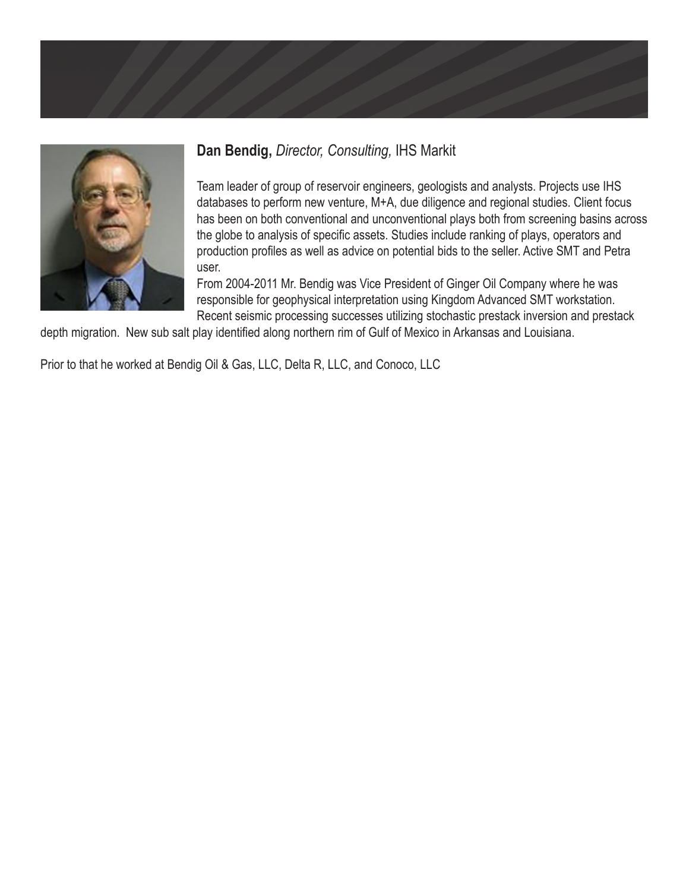**Dan Bendig,** *Director, Consulting,* IHS Markit

Team leader of group of reservoir engineers, geologists and analysts. Projects use IHS databases to perform new venture, M+A, due diligence and regional studies. Client focus has been on both conventional and unconventional plays both from screening basins across the globe to analysis of specific assets. Studies include ranking of plays, operators and production profiles as well as advice on potential bids to the seller. Active SMT and Petra user.

From 2004-2011 Mr. Bendig was Vice President of Ginger Oil Company where he was responsible for geophysical interpretation using Kingdom Advanced SMT workstation. Recent seismic processing successes utilizing stochastic prestack inversion and prestack depth migration. New sub salt play identified along northern rim of Gulf of Mexico in Arkansas and Louisiana.

Prior to that he worked at Bendig Oil & Gas, LLC, Delta R, LLC, and Conoco, LLC